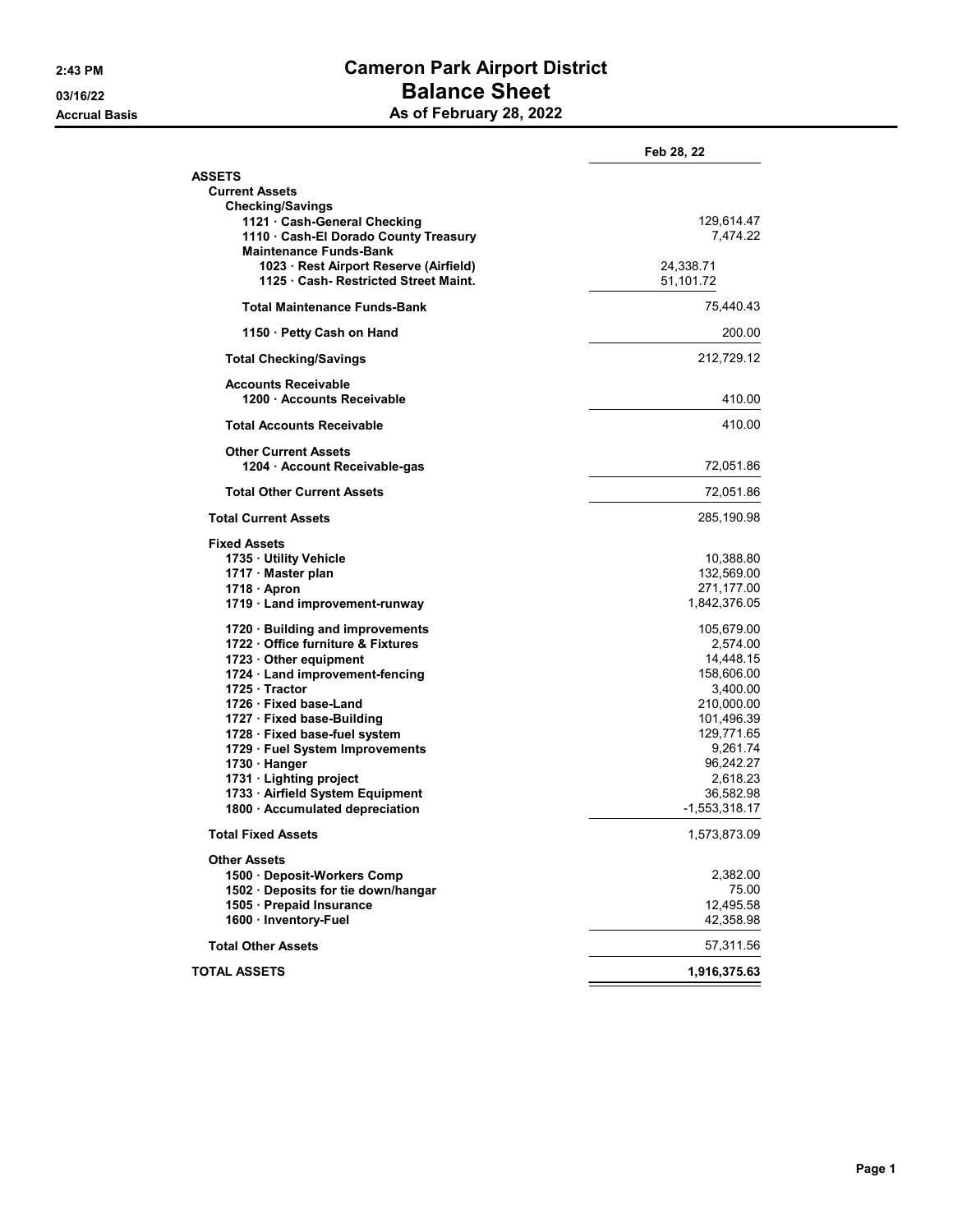**2:43 PM**
**03/16/22**
**Accrual Basis**

# Cameron Park Airport District
# Balance Sheet
## As of February 28, 2022

| | | Feb 28, 22 |
|---|---|---|
| **ASSETS** | | |
| **Current Assets** | | |
| **Checking/Savings** | | |
| 1121 · Cash-General Checking | | 129,614.47 |
| 1110 · Cash-El Dorado County Treasury | | 7,474.22 |
| **Maintenance Funds-Bank** | | |
| 1023 · Rest Airport Reserve (Airfield) | 24,338.71 | |
| 1125 · Cash- Restricted Street Maint. | 51,101.72 | |
| **Total Maintenance Funds-Bank** | | 75,440.43 |
| 1150 · Petty Cash on Hand | | 200.00 |
| **Total Checking/Savings** | | 212,729.12 |
| **Accounts Receivable** | | |
| 1200 · Accounts Receivable | | 410.00 |
| **Total Accounts Receivable** | | 410.00 |
| **Other Current Assets** | | |
| 1204 · Account Receivable-gas | | 72,051.86 |
| **Total Other Current Assets** | | 72,051.86 |
| **Total Current Assets** | | 285,190.98 |
| **Fixed Assets** | | |
| 1735 · Utility Vehicle | | 10,388.80 |
| 1717 · Master plan | | 132,569.00 |
| 1718 · Apron | | 271,177.00 |
| 1719 · Land improvement-runway | | 1,842,376.05 |
| 1720 · Building and improvements | | 105,679.00 |
| 1722 · Office furniture & Fixtures | | 2,574.00 |
| 1723 · Other equipment | | 14,448.15 |
| 1724 · Land improvement-fencing | | 158,606.00 |
| 1725 · Tractor | | 3,400.00 |
| 1726 · Fixed base-Land | | 210,000.00 |
| 1727 · Fixed base-Building | | 101,496.39 |
| 1728 · Fixed base-fuel system | | 129,771.65 |
| 1729 · Fuel System Improvements | | 9,261.74 |
| 1730 · Hanger | | 96,242.27 |
| 1731 · Lighting project | | 2,618.23 |
| 1733 · Airfield System Equipment | | 36,582.98 |
| 1800 · Accumulated depreciation | | -1,553,318.17 |
| **Total Fixed Assets** | | 1,573,873.09 |
| **Other Assets** | | |
| 1500 · Deposit-Workers Comp | | 2,382.00 |
| 1502 · Deposits for tie down/hangar | | 75.00 |
| 1505 · Prepaid Insurance | | 12,495.58 |
| 1600 · Inventory-Fuel | | 42,358.98 |
| **Total Other Assets** | | 57,311.56 |
| **TOTAL ASSETS** | | **1,916,375.63** |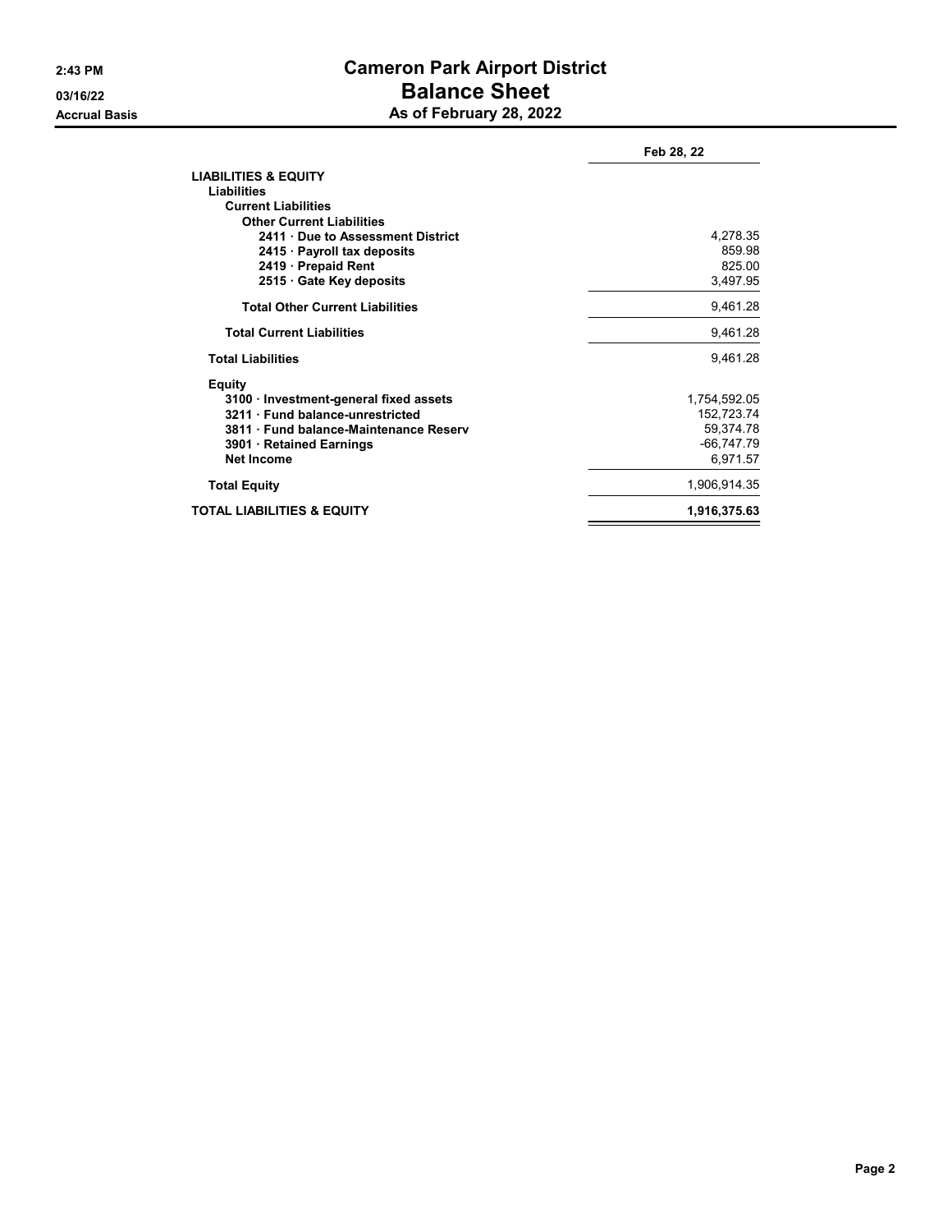# Cameron Park Airport District

## Balance Sheet

### As of February 28, 2022

2:43 PM
03/16/22
Accrual Basis

| | Feb 28, 22 |
|---|---|
| **LIABILITIES & EQUITY** | |
| **Liabilities** | |
| **Current Liabilities** | |
| **Other Current Liabilities** | |
| **2411 · Due to Assessment District** | 4,278.35 |
| **2415 · Payroll tax deposits** | 859.98 |
| **2419 · Prepaid Rent** | 825.00 |
| **2515 · Gate Key deposits** | 3,497.95 |
| **Total Other Current Liabilities** | 9,461.28 |
| **Total Current Liabilities** | 9,461.28 |
| **Total Liabilities** | 9,461.28 |
| **Equity** | |
| **3100 · Investment-general fixed assets** | 1,754,592.05 |
| **3211 · Fund balance-unrestricted** | 152,723.74 |
| **3811 · Fund balance-Maintenance Reserv** | 59,374.78 |
| **3901 · Retained Earnings** | -66,747.79 |
| **Net Income** | 6,971.57 |
| **Total Equity** | 1,906,914.35 |
| **TOTAL LIABILITIES & EQUITY** | **1,916,375.63** |